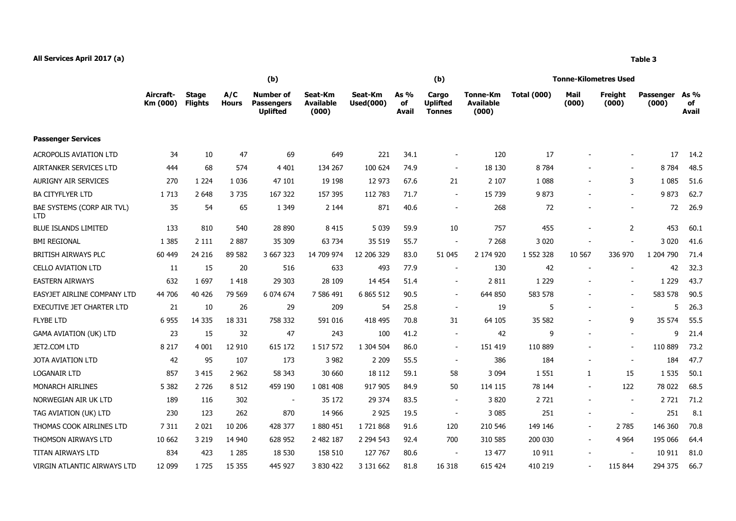**All Services April 2017 (a)**

**Table 3**

| | Aircraft-Km (000) | Stage Flights | A/C Hours | (b) Number of Passengers Uplifted | Seat-Km Available (000) | Seat-Km Used(000) | As % of Avail | (b) Cargo Uplifted Tonnes | Tonne-Km Available (000) | Tonne-Kilometres Used Total (000) | Mail (000) | Freight (000) | Passenger (000) | As % of Avail |
|---|---|---|---|---|---|---|---|---|---|---|---|---|---|---|
| **Passenger Services** | | | | | | | | | | | | | | |
| ACROPOLIS AVIATION LTD | 34 | 10 | 47 | 69 | 649 | 221 | 34.1 | - | 120 | 17 | - | - | 17 | 14.2 |
| AIRTANKER SERVICES LTD | 444 | 68 | 574 | 4 401 | 134 267 | 100 624 | 74.9 | - | 18 130 | 8 784 | - | - | 8 784 | 48.5 |
| AURIGNY AIR SERVICES | 270 | 1 224 | 1 036 | 47 101 | 19 198 | 12 973 | 67.6 | 21 | 2 107 | 1 088 | - | 3 | 1 085 | 51.6 |
| BA CITYFLYER LTD | 1 713 | 2 648 | 3 735 | 167 322 | 157 395 | 112 783 | 71.7 | - | 15 739 | 9 873 | - | - | 9 873 | 62.7 |
| BAE SYSTEMS (CORP AIR TVL) LTD | 35 | 54 | 65 | 1 349 | 2 144 | 871 | 40.6 | - | 268 | 72 | - | - | 72 | 26.9 |
| BLUE ISLANDS LIMITED | 133 | 810 | 540 | 28 890 | 8 415 | 5 039 | 59.9 | 10 | 757 | 455 | - | 2 | 453 | 60.1 |
| BMI REGIONAL | 1 385 | 2 111 | 2 887 | 35 309 | 63 734 | 35 519 | 55.7 | - | 7 268 | 3 020 | - | - | 3 020 | 41.6 |
| BRITISH AIRWAYS PLC | 60 449 | 24 216 | 89 582 | 3 667 323 | 14 709 974 | 12 206 329 | 83.0 | 51 045 | 2 174 920 | 1 552 328 | 10 567 | 336 970 | 1 204 790 | 71.4 |
| CELLO AVIATION LTD | 11 | 15 | 20 | 516 | 633 | 493 | 77.9 | - | 130 | 42 | - | - | 42 | 32.3 |
| EASTERN AIRWAYS | 632 | 1 697 | 1 418 | 29 303 | 28 109 | 14 454 | 51.4 | - | 2 811 | 1 229 | - | - | 1 229 | 43.7 |
| EASYJET AIRLINE COMPANY LTD | 44 706 | 40 426 | 79 569 | 6 074 674 | 7 586 491 | 6 865 512 | 90.5 | - | 644 850 | 583 578 | - | - | 583 578 | 90.5 |
| EXECUTIVE JET CHARTER LTD | 21 | 10 | 26 | 29 | 209 | 54 | 25.8 | - | 19 | 5 | - | - | 5 | 26.3 |
| FLYBE LTD | 6 955 | 14 335 | 18 331 | 758 332 | 591 016 | 418 495 | 70.8 | 31 | 64 105 | 35 582 | - | 9 | 35 574 | 55.5 |
| GAMA AVIATION (UK) LTD | 23 | 15 | 32 | 47 | 243 | 100 | 41.2 | - | 42 | 9 | - | - | 9 | 21.4 |
| JET2.COM LTD | 8 217 | 4 001 | 12 910 | 615 172 | 1 517 572 | 1 304 504 | 86.0 | - | 151 419 | 110 889 | - | - | 110 889 | 73.2 |
| JOTA AVIATION LTD | 42 | 95 | 107 | 173 | 3 982 | 2 209 | 55.5 | - | 386 | 184 | - | - | 184 | 47.7 |
| LOGANAIR LTD | 857 | 3 415 | 2 962 | 58 343 | 30 660 | 18 112 | 59.1 | 58 | 3 094 | 1 551 | 1 | 15 | 1 535 | 50.1 |
| MONARCH AIRLINES | 5 382 | 2 726 | 8 512 | 459 190 | 1 081 408 | 917 905 | 84.9 | 50 | 114 115 | 78 144 | - | 122 | 78 022 | 68.5 |
| NORWEGIAN AIR UK LTD | 189 | 116 | 302 | - | 35 172 | 29 374 | 83.5 | - | 3 820 | 2 721 | - | - | 2 721 | 71.2 |
| TAG AVIATION (UK) LTD | 230 | 123 | 262 | 870 | 14 966 | 2 925 | 19.5 | - | 3 085 | 251 | - | - | 251 | 8.1 |
| THOMAS COOK AIRLINES LTD | 7 311 | 2 021 | 10 206 | 428 377 | 1 880 451 | 1 721 868 | 91.6 | 120 | 210 546 | 149 146 | - | 2 785 | 146 360 | 70.8 |
| THOMSON AIRWAYS LTD | 10 662 | 3 219 | 14 940 | 628 952 | 2 482 187 | 2 294 543 | 92.4 | 700 | 310 585 | 200 030 | - | 4 964 | 195 066 | 64.4 |
| TITAN AIRWAYS LTD | 834 | 423 | 1 285 | 18 530 | 158 510 | 127 767 | 80.6 | - | 13 477 | 10 911 | - | - | 10 911 | 81.0 |
| VIRGIN ATLANTIC AIRWAYS LTD | 12 099 | 1 725 | 15 355 | 445 927 | 3 830 422 | 3 131 662 | 81.8 | 16 318 | 615 424 | 410 219 | - | 115 844 | 294 375 | 66.7 |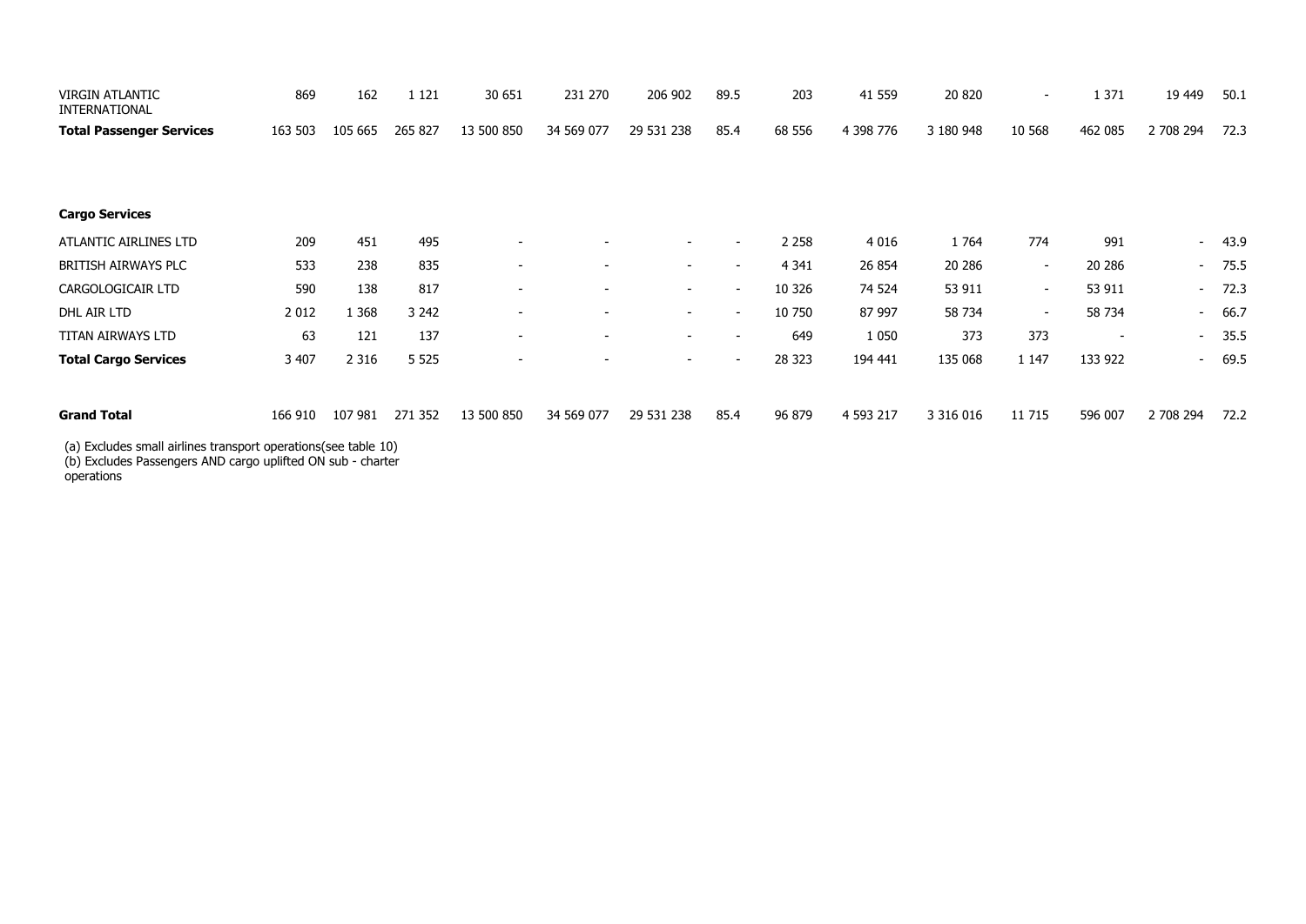| | | | | | | | | | | | | | | |
|---|---|---|---|---|---|---|---|---|---|---|---|---|---|---|
| VIRGIN ATLANTIC INTERNATIONAL | 869 | 162 | 1 121 | 30 651 | 231 270 | 206 902 | 89.5 | 203 | 41 559 | 20 820 | - | 1 371 | 19 449 | 50.1 |
| **Total Passenger Services** | 163 503 | 105 665 | 265 827 | 13 500 850 | 34 569 077 | 29 531 238 | 85.4 | 68 556 | 4 398 776 | 3 180 948 | 10 568 | 462 085 | 2 708 294 | 72.3 |
| | | | | | | | | | | | | | | |
| **Cargo Services** | | | | | | | | | | | | | | |
| ATLANTIC AIRLINES LTD | 209 | 451 | 495 | - | - | - | - | 2 258 | 4 016 | 1 764 | 774 | 991 | - | 43.9 |
| BRITISH AIRWAYS PLC | 533 | 238 | 835 | - | - | - | - | 4 341 | 26 854 | 20 286 | - | 20 286 | - | 75.5 |
| CARGOLOGICAIR LTD | 590 | 138 | 817 | - | - | - | - | 10 326 | 74 524 | 53 911 | - | 53 911 | - | 72.3 |
| DHL AIR LTD | 2 012 | 1 368 | 3 242 | - | - | - | - | 10 750 | 87 997 | 58 734 | - | 58 734 | - | 66.7 |
| TITAN AIRWAYS LTD | 63 | 121 | 137 | - | - | - | - | 649 | 1 050 | 373 | 373 | - | - | 35.5 |
| **Total Cargo Services** | 3 407 | 2 316 | 5 525 | - | - | - | - | 28 323 | 194 441 | 135 068 | 1 147 | 133 922 | - | 69.5 |
| | | | | | | | | | | | | | | |
| **Grand Total** | 166 910 | 107 981 | 271 352 | 13 500 850 | 34 569 077 | 29 531 238 | 85.4 | 96 879 | 4 593 217 | 3 316 016 | 11 715 | 596 007 | 2 708 294 | 72.2 |

(a) Excludes small airlines transport operations(see table 10)
(b) Excludes Passengers AND cargo uplifted ON sub - charter operations